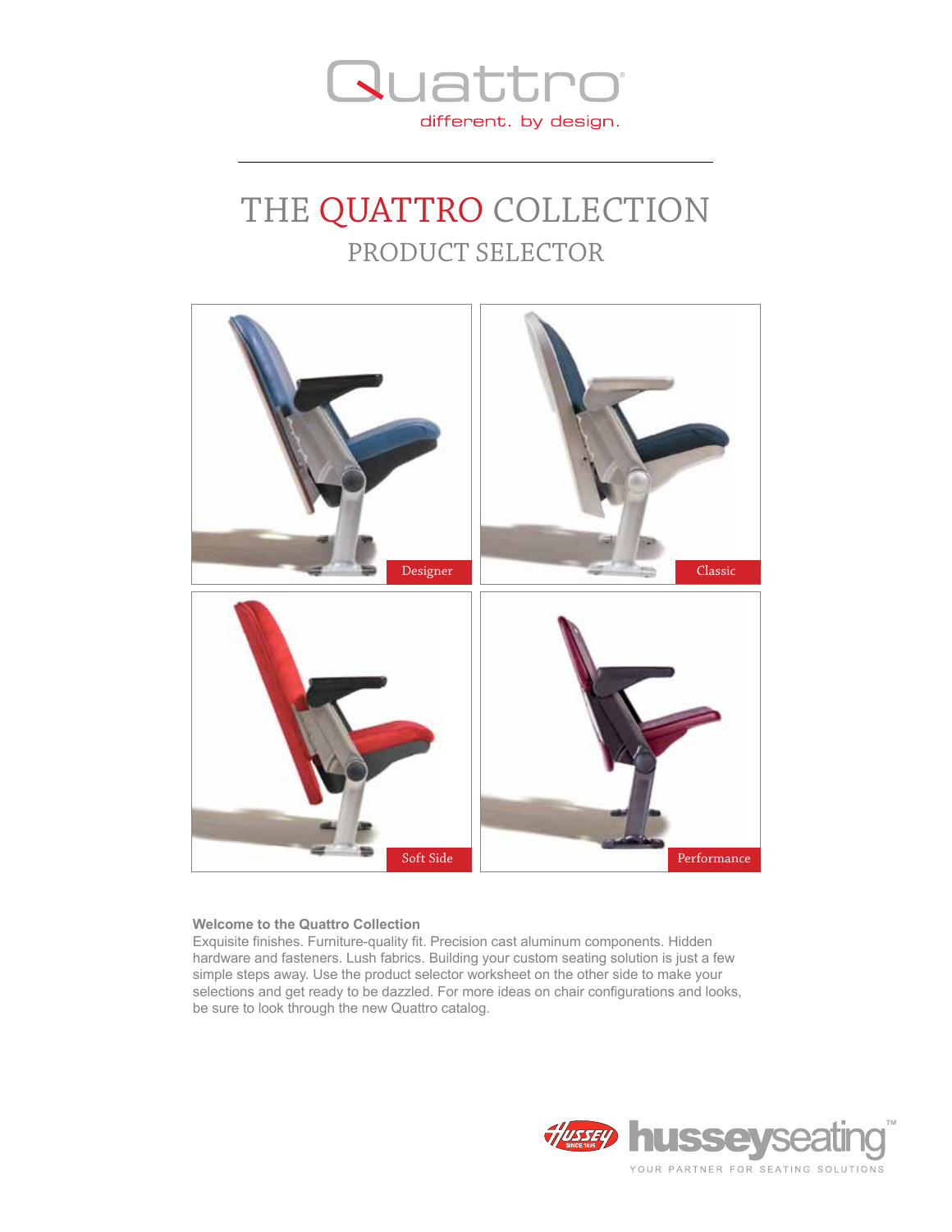Quattro®

different. by design.

# THE QUATTRO COLLECTION

## PRODUCT SELECTOR

Designer

Classic

Soft Side

Performance

**Welcome to the Quattro Collection**

Exquisite finishes. Furniture-quality fit. Precision cast aluminum components. Hidden hardware and fasteners. Lush fabrics. Building your custom seating solution is just a few simple steps away. Use the product selector worksheet on the other side to make your selections and get ready to be dazzled. For more ideas on chair configurations and looks, be sure to look through the new Quattro catalog.

Hussey SINCE 1835 husseyseating™

YOUR PARTNER FOR SEATING SOLUTIONS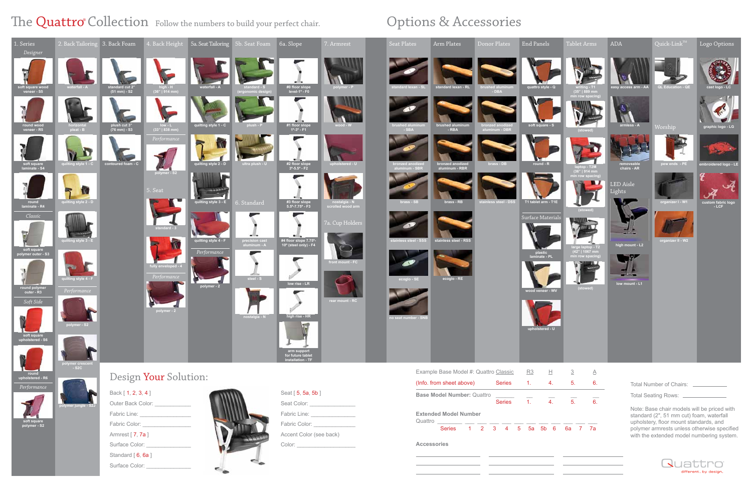# The Quattro® Collection

Follow the numbers to build your perfect chair.

## 1. Series

*Designer*

- soft square wood veneer - S5
- round wood veneer - R5
- soft square laminate - S4
- round laminate - R4

*Classic*

- soft square polymer outer - S3
- round polymer outer - R3

*Soft Side*

- soft square upholstered - S6
- round upholstered - R6

*Performance*

- soft square polymer - S2

## 2. Back Tailoring

- waterfall - A
- horizontal pleat - B
- quilting style 1 - C
- quilting style 2 - D
- quilting style 3 - E
- quilting style 4 - F

*Performance*

- polymer - S2
- polymer crescent - S2C
- polymer jungle - S2J

## 3. Back Foam

- standard cut 2" (51 mm) - S2
- plush cut 3" (76 mm) - S3
- contoured foam - C

## 4. Back Height

- high - H (36" | 914 mm)
- low - L (33" | 838 mm)

*Performance*

- polymer - S2

## 5. Seat

- standard - 3
- fully enveloped - 4

*Performance*

- polymer - 2

## 5a. Seat Tailoring

- waterfall - A
- quilting style 1 - C
- quilting style 2 - D
- quilting style 3 - E
- quilting style 4 - F

*Performance*

- polymer - 2

## 5b. Seat Foam

- standard - S (ergonomic design)
- plush - P
- ultra plush - U

## 6. Standard

- precision cast aluminum - A
- steel - S
- nostalgia - N

## 6a. Slope

- #0 floor slope level-1° - F0
- #1 floor slope 1°-3° - F1
- #2 floor slope 3°-5.5° - F2
- #3 floor slope 5.5°-7.75° - F3
- #4 floor slope 7.75°-10° (steel only) - F4
- low rise - LR
- high rise - HR
- arm support for future tablet installation - TF

## 7. Armrest

- polymer - P
- wood - W
- upholstered - U
- nostalgia - N scrolled wood arm

## 7a. Cup Holders

- front mount - FC
- rear mount - RC

# Options & Accessories

## Seat Plates

- standard lexan - SL
- brushed aluminum - SBA
- bronzed anodized aluminum - SBR
- brass - SB
- stainless steel - SSS
- ecoglo - SE
- no seat number - SNB

## Arm Plates

- standard lexan - RL
- brushed aluminum - RBA
- bronzed anodized aluminum - RBR
- brass - RB
- stainless steel - RSS
- ecoglo - RE

## Donor Plates

- brushed aluminum - DBA
- bronzed anodized aluminum - DBR
- brass - DB
- stainless steel - DSS

## End Panels

- quattro style - Q
- soft square - S
- round - R
- T1 tablet arm - T1E

### Surface Materials

- plastic laminate - PL
- wood veneer - WV
- upholstered - U

## Tablet Arms

- writing - T1 (35" | 889 mm min row spacing)
- (stowed)
- laptop - T2M (36" | 914 mm min row spacing)
- (stowed)
- large laptop - T2 (42" | 1067 mm min row spacing)
- (stowed)

## ADA

- easy access arm - AA
- armless - A
- removeable chairs - AR

### LED Aisle Lights

- high mount - L2
- low mount - L1

## Quick-Link™

- QL Education - QE

### Worship

- pew ends - PE
- organizer I - W1
- organizer II - W2

## Logo Options

- cast logo - LC
- graphic logo - LG
- embroidered logo - LE
- custom fabric logo - LCF

# Design Your Solution:

Back [ 1, 2, 3, 4 ]

Outer Back Color: ___________

Fabric Line: ___________

Fabric Color: ___________

Armrest [ 7, 7a ]

Surface Color: ___________

Standard [ 6, 6a ]

Surface Color: ___________

Seat [ 5, 5a, 5b ]

Seat Color: ___________

Fabric Line: ___________

Fabric Color: ___________

Accent Color (see back)

Color: ___________

Example Base Model #: Quattro Classic R3 H 3 A

(Info. from sheet above) Series 1. 4. 5. 6.

**Base Model Number:** Quattro ___ ___ ___ ___

Series 1. 4. 5. 6.

**Extended Model Number**

Quattro ___ ___ ___ ___ ___ ___ ___ ___ ___ ___ ___

Series 1 2 3 4 5 5a 5b 6 6a 7 7a

**Accessories**

___________ ___________ ___________

___________ ___________ ___________

___________ ___________ ___________

Total Number of Chairs: ___________

Total Seating Rows: ___________

Note: Base chair models will be priced with standard (2", 51 mm cut) foam, waterfall upholstery, floor mount standards, and polymer armrests unless otherwise specified with the extended model numbering system.

Quattro — different. by design.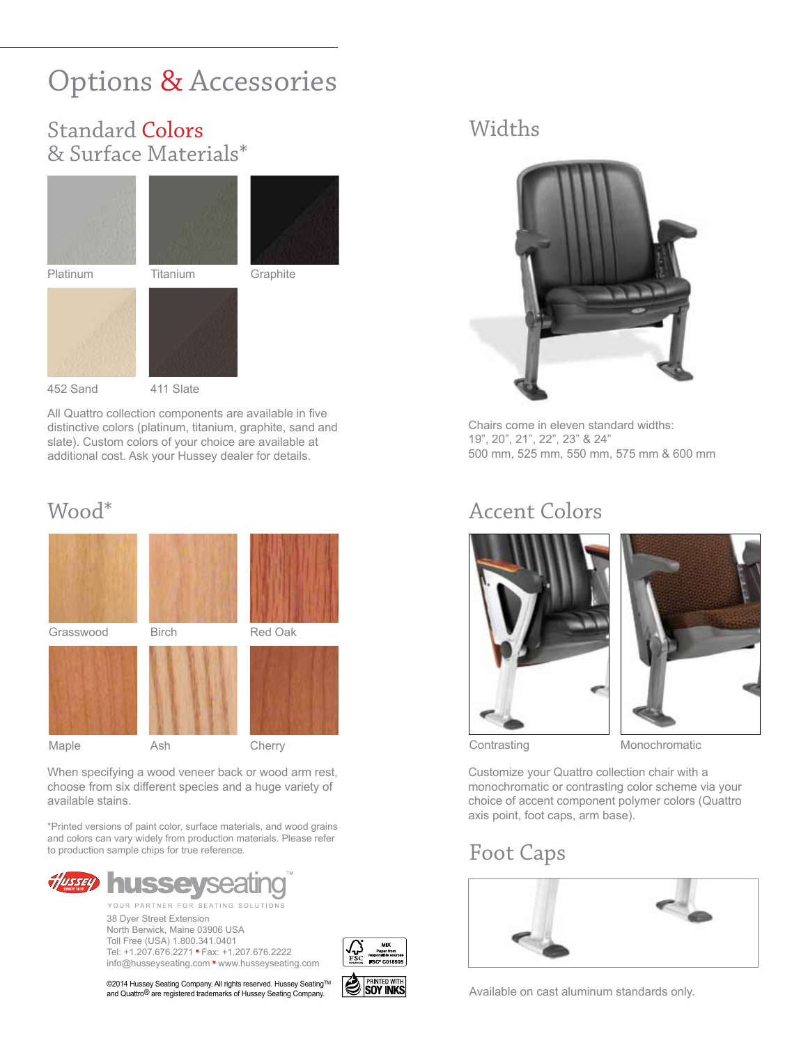# Options & Accessories

## Standard Colors & Surface Materials*

Platinum

Titanium

Graphite

452 Sand

411 Slate

All Quattro collection components are available in five distinctive colors (platinum, titanium, graphite, sand and slate). Custom colors of your choice are available at additional cost. Ask your Hussey dealer for details.

## Wood*

Grasswood

Birch

Red Oak

Maple

Ash

Cherry

When specifying a wood veneer back or wood arm rest, choose from six different species and a huge variety of available stains.

*Printed versions of paint color, surface materials, and wood grains and colors can vary widely from production materials. Please refer to production sample chips for true reference.

husseyseating™

YOUR PARTNER FOR SEATING SOLUTIONS

38 Dyer Street Extension
North Berwick, Maine 03906 USA
Toll Free (USA) 1.800.341.0401
Tel: +1.207.676.2271 ▪ Fax: +1.207.676.2222
info@husseyseating.com ▪ www.husseyseating.com

©2014 Hussey Seating Company. All rights reserved. Hussey Seating™ and Quattro® are registered trademarks of Hussey Seating Company.

MIX Paper from responsible sources FSC® C018505

PRINTED WITH SOY INKS

## Widths

Chairs come in eleven standard widths:
19", 20", 21", 22", 23" & 24"
500 mm, 525 mm, 550 mm, 575 mm & 600 mm

## Accent Colors

Contrasting

Monochromatic

Customize your Quattro collection chair with a monochromatic or contrasting color scheme via your choice of accent component polymer colors (Quattro axis point, foot caps, arm base).

## Foot Caps

Available on cast aluminum standards only.